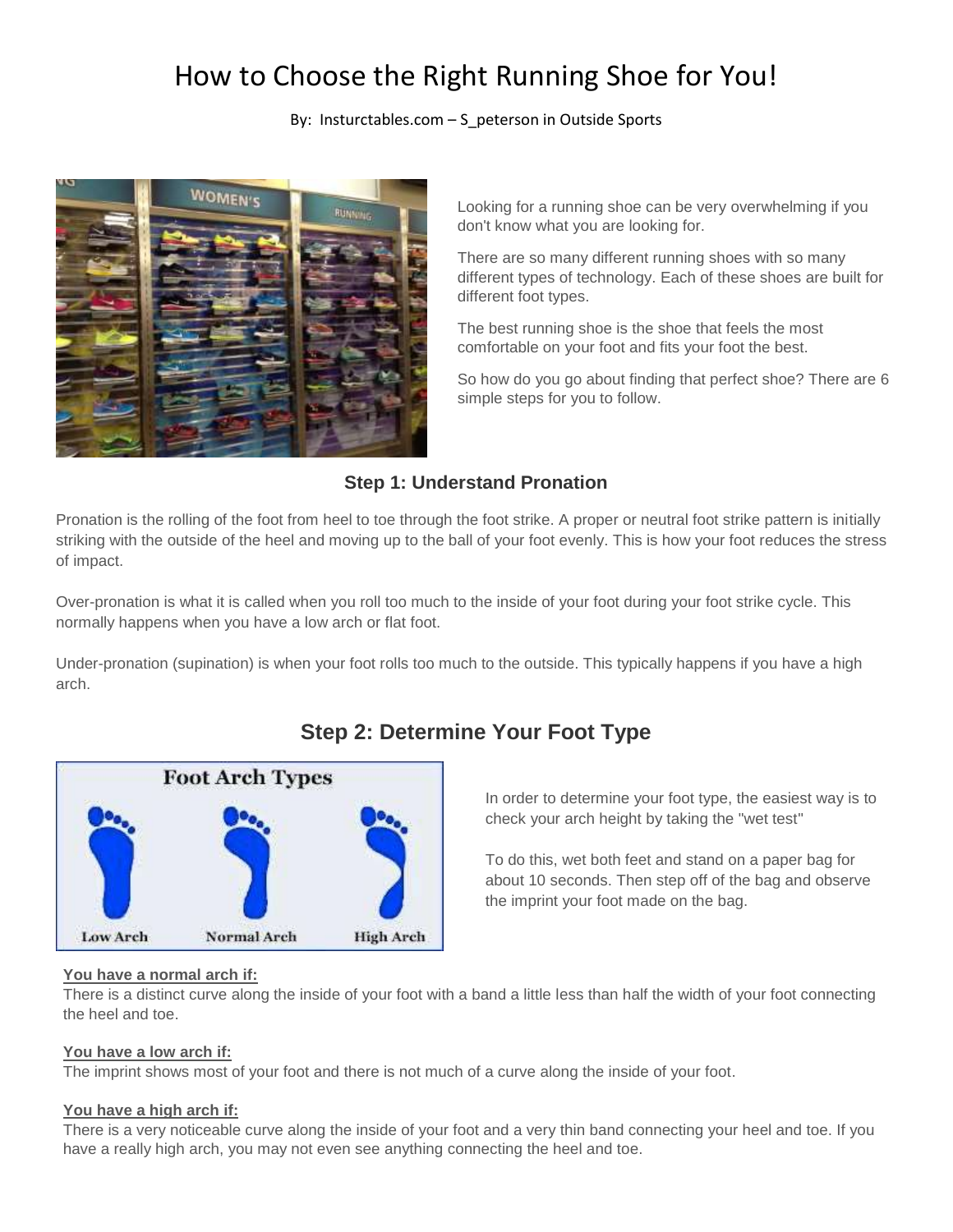# How to Choose the Right Running Shoe for You!

By: Insturctables.com – S_peterson in Outside Sports

Looking for a running shoe can be very overwhelming if you don't know what you are looking for.

There are so many different running shoes with so many different types of technology. Each of these shoes are built for different foot types.

The best running shoe is the shoe that feels the most comfortable on your foot and fits your foot the best.

So how do you go about finding that perfect shoe? There are 6 simple steps for you to follow.

### Step 1: Understand Pronation

Pronation is the rolling of the foot from heel to toe through the foot strike. A proper or neutral foot strike pattern is initially striking with the outside of the heel and moving up to the ball of your foot evenly. This is how your foot reduces the stress of impact.

Over-pronation is what it is called when you roll too much to the inside of your foot during your foot strike cycle. This normally happens when you have a low arch or flat foot.

Under-pronation (supination) is when your foot rolls too much to the outside. This typically happens if you have a high arch.

## Step 2: Determine Your Foot Type

In order to determine your foot type, the easiest way is to check your arch height by taking the "wet test"

To do this, wet both feet and stand on a paper bag for about 10 seconds. Then step off of the bag and observe the imprint your foot made on the bag.

**You have a normal arch if:**
There is a distinct curve along the inside of your foot with a band a little less than half the width of your foot connecting the heel and toe.

**You have a low arch if:**
The imprint shows most of your foot and there is not much of a curve along the inside of your foot.

**You have a high arch if:**
There is a very noticeable curve along the inside of your foot and a very thin band connecting your heel and toe. If you have a really high arch, you may not even see anything connecting the heel and toe.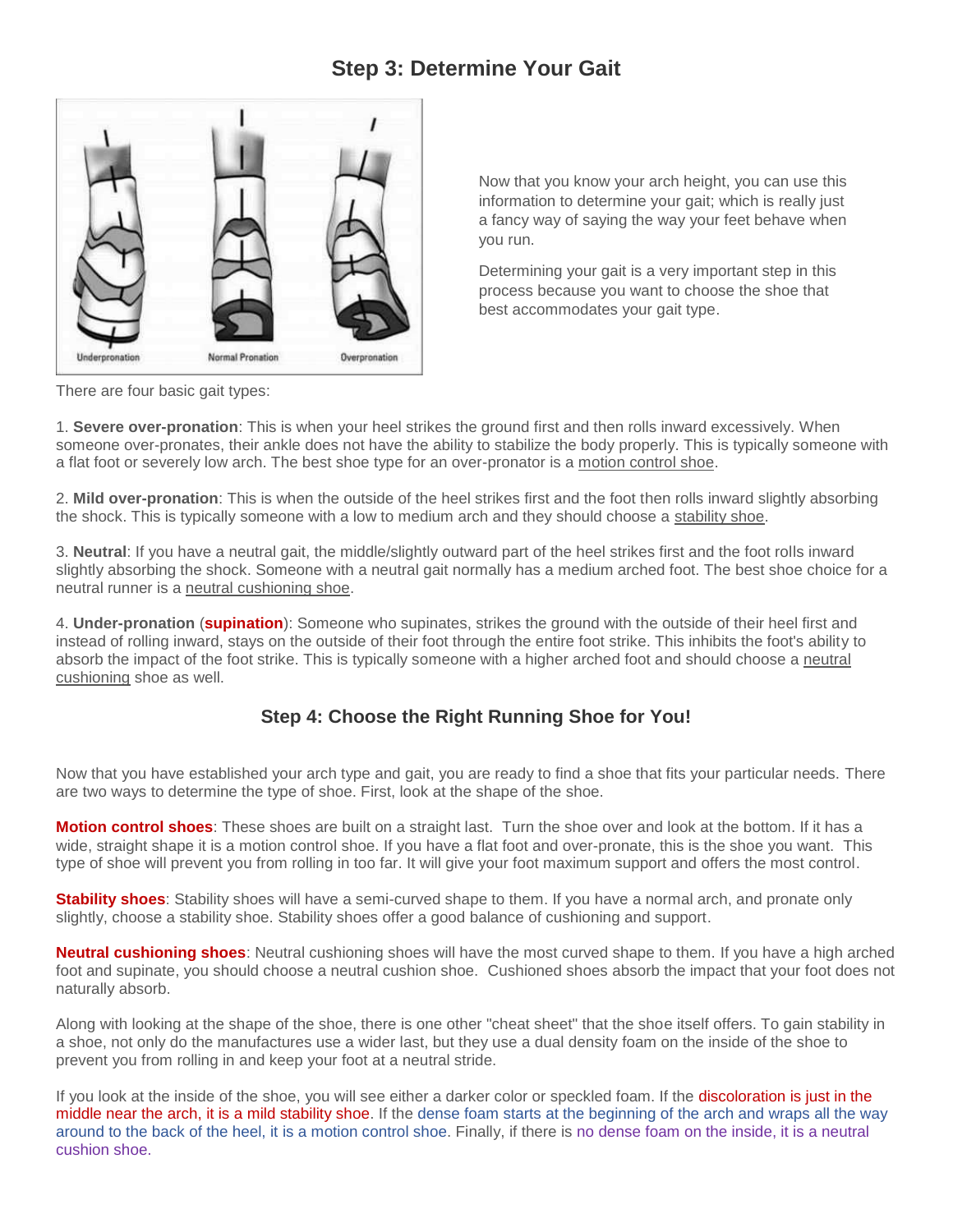## Step 3: Determine Your Gait

Now that you know your arch height, you can use this information to determine your gait; which is really just a fancy way of saying the way your feet behave when you run.

Determining your gait is a very important step in this process because you want to choose the shoe that best accommodates your gait type.

There are four basic gait types:

1. **Severe over-pronation**: This is when your heel strikes the ground first and then rolls inward excessively. When someone over-pronates, their ankle does not have the ability to stabilize the body properly. This is typically someone with a flat foot or severely low arch. The best shoe type for an over-pronator is a motion control shoe.

2. **Mild over-pronation**: This is when the outside of the heel strikes first and the foot then rolls inward slightly absorbing the shock. This is typically someone with a low to medium arch and they should choose a stability shoe.

3. **Neutral**: If you have a neutral gait, the middle/slightly outward part of the heel strikes first and the foot rolls inward slightly absorbing the shock. Someone with a neutral gait normally has a medium arched foot. The best shoe choice for a neutral runner is a neutral cushioning shoe.

4. **Under-pronation** (**supination**): Someone who supinates, strikes the ground with the outside of their heel first and instead of rolling inward, stays on the outside of their foot through the entire foot strike. This inhibits the foot's ability to absorb the impact of the foot strike. This is typically someone with a higher arched foot and should choose a neutral cushioning shoe as well.

## Step 4: Choose the Right Running Shoe for You!

Now that you have established your arch type and gait, you are ready to find a shoe that fits your particular needs. There are two ways to determine the type of shoe. First, look at the shape of the shoe.

**Motion control shoes**: These shoes are built on a straight last. Turn the shoe over and look at the bottom. If it has a wide, straight shape it is a motion control shoe. If you have a flat foot and over-pronate, this is the shoe you want. This type of shoe will prevent you from rolling in too far. It will give your foot maximum support and offers the most control.

**Stability shoes**: Stability shoes will have a semi-curved shape to them. If you have a normal arch, and pronate only slightly, choose a stability shoe. Stability shoes offer a good balance of cushioning and support.

**Neutral cushioning shoes**: Neutral cushioning shoes will have the most curved shape to them. If you have a high arched foot and supinate, you should choose a neutral cushion shoe. Cushioned shoes absorb the impact that your foot does not naturally absorb.

Along with looking at the shape of the shoe, there is one other "cheat sheet" that the shoe itself offers. To gain stability in a shoe, not only do the manufactures use a wider last, but they use a dual density foam on the inside of the shoe to prevent you from rolling in and keep your foot at a neutral stride.

If you look at the inside of the shoe, you will see either a darker color or speckled foam. If the discoloration is just in the middle near the arch, it is a mild stability shoe. If the dense foam starts at the beginning of the arch and wraps all the way around to the back of the heel, it is a motion control shoe. Finally, if there is no dense foam on the inside, it is a neutral cushion shoe.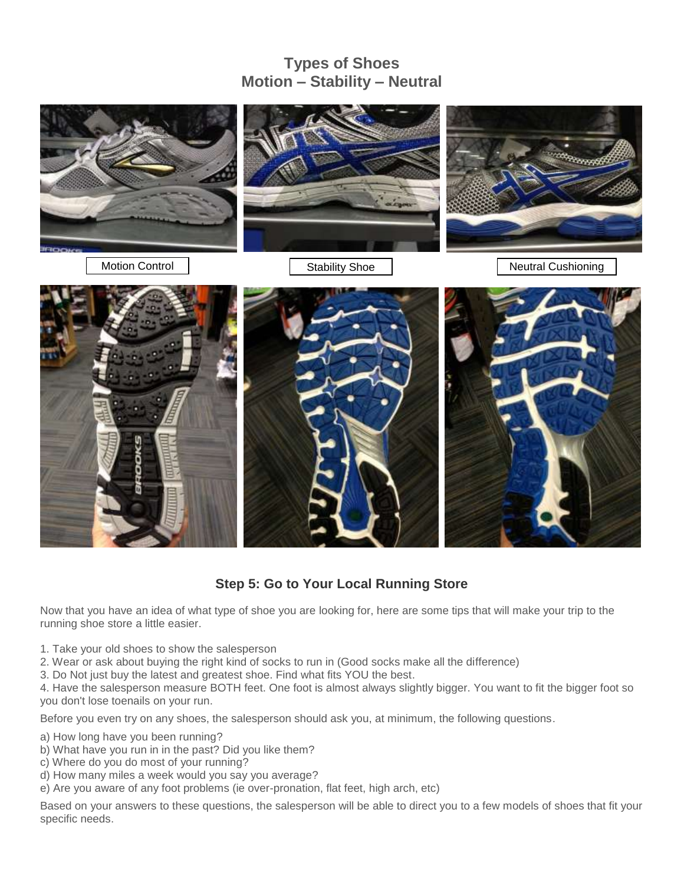## Types of Shoes
## Motion – Stability – Neutral

Motion Control

Stability Shoe

Neutral Cushioning

### Step 5: Go to Your Local Running Store

Now that you have an idea of what type of shoe you are looking for, here are some tips that will make your trip to the running shoe store a little easier.

1. Take your old shoes to show the salesperson
2. Wear or ask about buying the right kind of socks to run in (Good socks make all the difference)
3. Do Not just buy the latest and greatest shoe. Find what fits YOU the best.
4. Have the salesperson measure BOTH feet. One foot is almost always slightly bigger. You want to fit the bigger foot so you don't lose toenails on your run.

Before you even try on any shoes, the salesperson should ask you, at minimum, the following questions.

a) How long have you been running?
b) What have you run in in the past? Did you like them?
c) Where do you do most of your running?
d) How many miles a week would you say you average?
e) Are you aware of any foot problems (ie over-pronation, flat feet, high arch, etc)

Based on your answers to these questions, the salesperson will be able to direct you to a few models of shoes that fit your specific needs.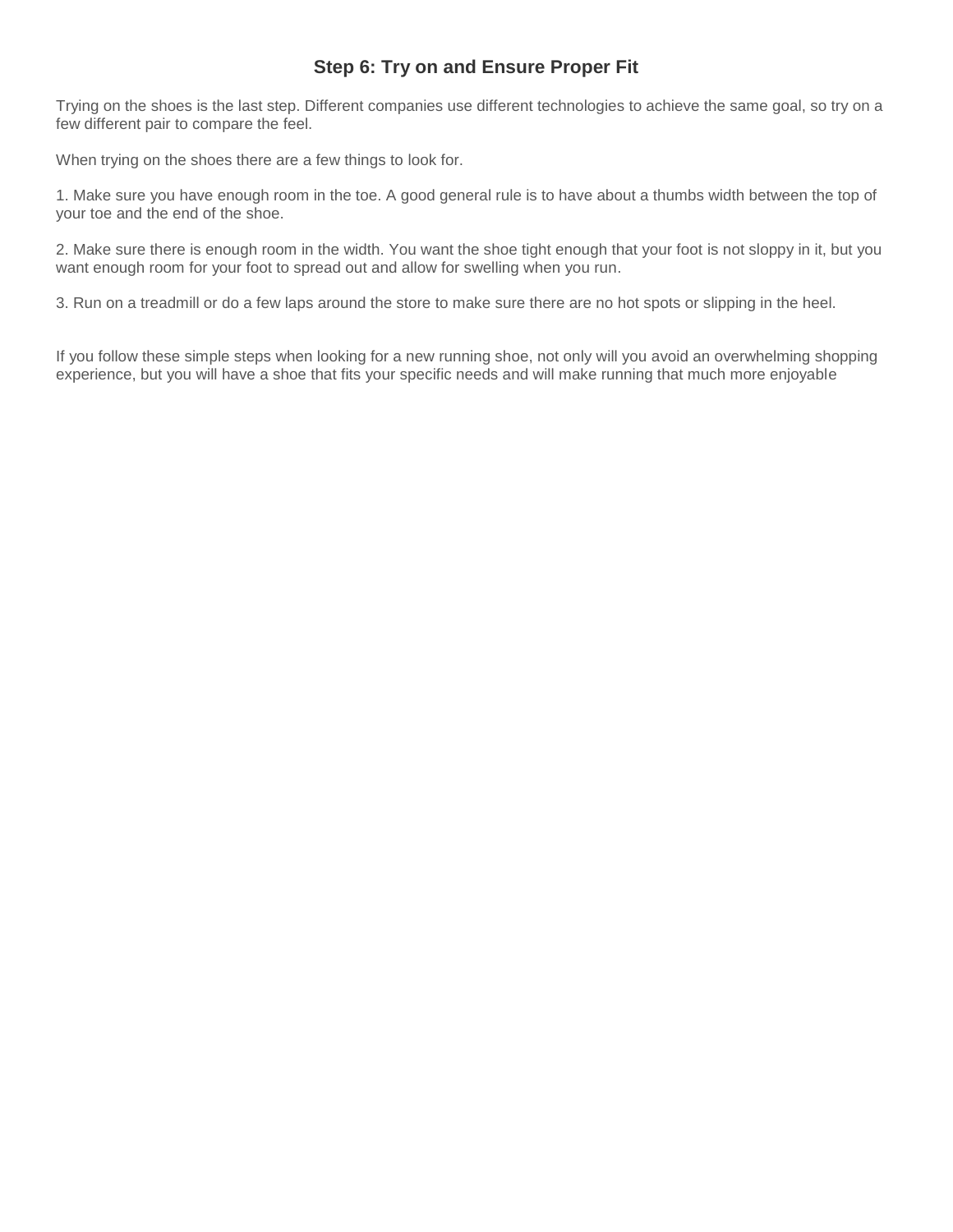## Step 6: Try on and Ensure Proper Fit

Trying on the shoes is the last step. Different companies use different technologies to achieve the same goal, so try on a few different pair to compare the feel.

When trying on the shoes there are a few things to look for.

1. Make sure you have enough room in the toe. A good general rule is to have about a thumbs width between the top of your toe and the end of the shoe.

2. Make sure there is enough room in the width. You want the shoe tight enough that your foot is not sloppy in it, but you want enough room for your foot to spread out and allow for swelling when you run.

3. Run on a treadmill or do a few laps around the store to make sure there are no hot spots or slipping in the heel.

If you follow these simple steps when looking for a new running shoe, not only will you avoid an overwhelming shopping experience, but you will have a shoe that fits your specific needs and will make running that much more enjoyable